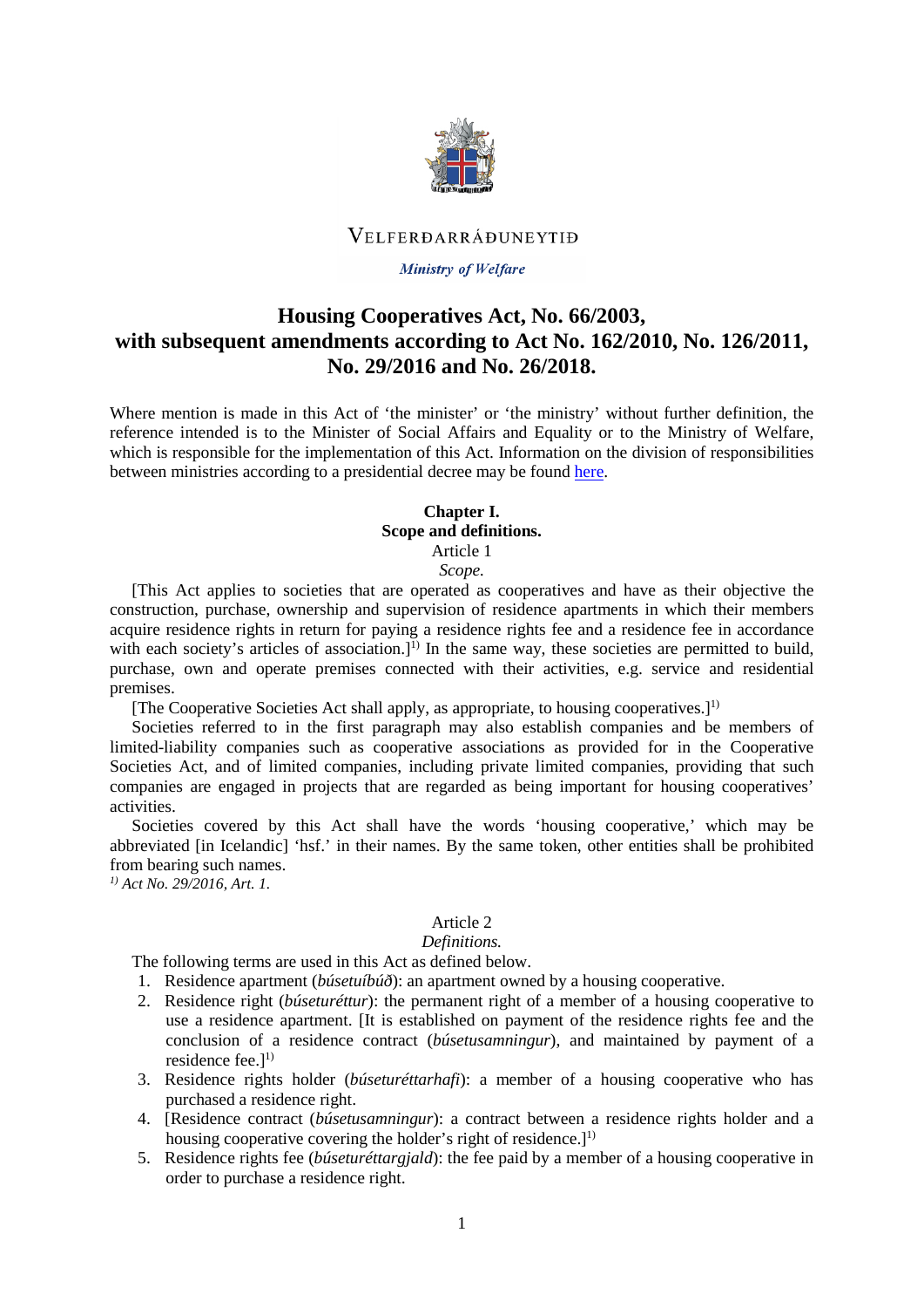VELFERÐARRÁÐUNEYTIÐ

*Ministry of Welfare*

# Housing Cooperatives Act, No. 66/2003, with subsequent amendments according to Act No. 162/2010, No. 126/2011, No. 29/2016 and No. 26/2018.

Where mention is made in this Act of 'the minister' or 'the ministry' without further definition, the reference intended is to the Minister of Social Affairs and Equality or to the Ministry of Welfare, which is responsible for the implementation of this Act. Information on the division of responsibilities between ministries according to a presidential decree may be found here.

## Chapter I.
## Scope and definitions.

### Article 1
*Scope.*

[This Act applies to societies that are operated as cooperatives and have as their objective the construction, purchase, ownership and supervision of residence apartments in which their members acquire residence rights in return for paying a residence rights fee and a residence fee in accordance with each society's articles of association.][1)] In the same way, these societies are permitted to build, purchase, own and operate premises connected with their activities, e.g. service and residential premises.

[The Cooperative Societies Act shall apply, as appropriate, to housing cooperatives.][1)]

Societies referred to in the first paragraph may also establish companies and be members of limited-liability companies such as cooperative associations as provided for in the Cooperative Societies Act, and of limited companies, including private limited companies, providing that such companies are engaged in projects that are regarded as being important for housing cooperatives' activities.

Societies covered by this Act shall have the words 'housing cooperative,' which may be abbreviated [in Icelandic] 'hsf.' in their names. By the same token, other entities shall be prohibited from bearing such names.

*1) Act No. 29/2016, Art. 1.*

### Article 2
*Definitions.*

The following terms are used in this Act as defined below.

1. Residence apartment (*búsetuíbúð*): an apartment owned by a housing cooperative.
2. Residence right (*búseturéttur*): the permanent right of a member of a housing cooperative to use a residence apartment. [It is established on payment of the residence rights fee and the conclusion of a residence contract (*búsetusamningur*), and maintained by payment of a residence fee.][1)]
3. Residence rights holder (*búseturéttarhafi*): a member of a housing cooperative who has purchased a residence right.
4. [Residence contract (*búsetusamningur*): a contract between a residence rights holder and a housing cooperative covering the holder's right of residence.][1)]
5. Residence rights fee (*búseturéttargjald*): the fee paid by a member of a housing cooperative in order to purchase a residence right.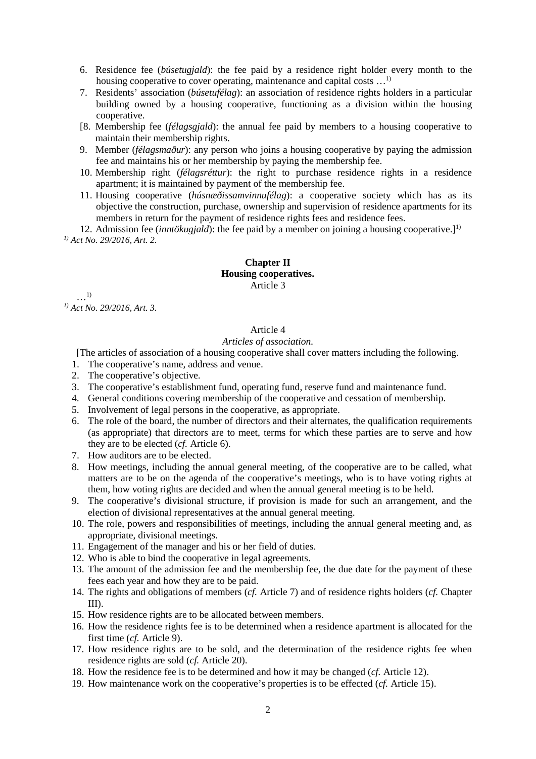6. Residence fee (*búsetugjald*): the fee paid by a residence right holder every month to the housing cooperative to cover operating, maintenance and capital costs …[1)]
7. Residents' association (*búsetufélag*): an association of residence rights holders in a particular building owned by a housing cooperative, functioning as a division within the housing cooperative.

[8. Membership fee (*félagsgjald*): the annual fee paid by members to a housing cooperative to maintain their membership rights.

9. Member (*félagsmaður*): any person who joins a housing cooperative by paying the admission fee and maintains his or her membership by paying the membership fee.
10. Membership right (*félagsréttur*): the right to purchase residence rights in a residence apartment; it is maintained by payment of the membership fee.
11. Housing cooperative (*húsnæðissamvinnufélag*): a cooperative society which has as its objective the construction, purchase, ownership and supervision of residence apartments for its members in return for the payment of residence rights fees and residence fees.
12. Admission fee (*inntökugjald*): the fee paid by a member on joining a housing cooperative.][1)]

*[1)] Act No. 29/2016, Art. 2.*

## Chapter II
## Housing cooperatives.

Article 3

…[1)]

*[1)] Act No. 29/2016, Art. 3.*

Article 4

*Articles of association.*

[The articles of association of a housing cooperative shall cover matters including the following.

1. The cooperative's name, address and venue.
2. The cooperative's objective.
3. The cooperative's establishment fund, operating fund, reserve fund and maintenance fund.
4. General conditions covering membership of the cooperative and cessation of membership.
5. Involvement of legal persons in the cooperative, as appropriate.
6. The role of the board, the number of directors and their alternates, the qualification requirements (as appropriate) that directors are to meet, terms for which these parties are to serve and how they are to be elected (*cf.* Article 6).
7. How auditors are to be elected.
8. How meetings, including the annual general meeting, of the cooperative are to be called, what matters are to be on the agenda of the cooperative's meetings, who is to have voting rights at them, how voting rights are decided and when the annual general meeting is to be held.
9. The cooperative's divisional structure, if provision is made for such an arrangement, and the election of divisional representatives at the annual general meeting.
10. The role, powers and responsibilities of meetings, including the annual general meeting and, as appropriate, divisional meetings.
11. Engagement of the manager and his or her field of duties.
12. Who is able to bind the cooperative in legal agreements.
13. The amount of the admission fee and the membership fee, the due date for the payment of these fees each year and how they are to be paid.
14. The rights and obligations of members (*cf.* Article 7) and of residence rights holders (*cf.* Chapter III).
15. How residence rights are to be allocated between members.
16. How the residence rights fee is to be determined when a residence apartment is allocated for the first time (*cf.* Article 9).
17. How residence rights are to be sold, and the determination of the residence rights fee when residence rights are sold (*cf.* Article 20).
18. How the residence fee is to be determined and how it may be changed (*cf.* Article 12).
19. How maintenance work on the cooperative's properties is to be effected (*cf.* Article 15).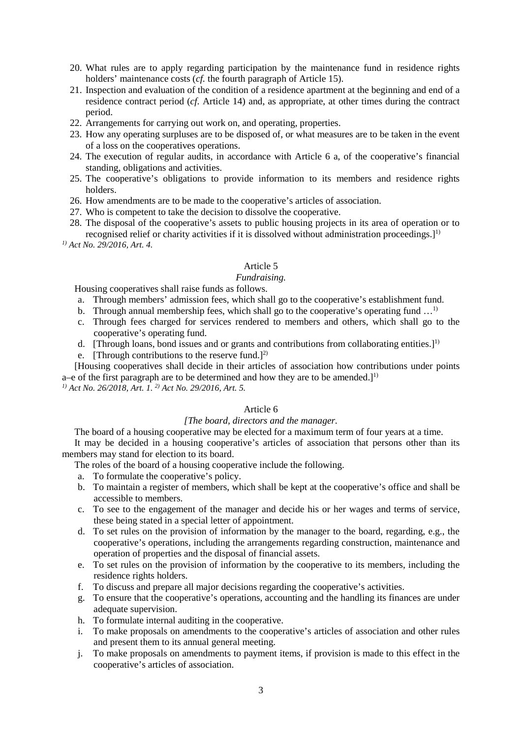20. What rules are to apply regarding participation by the maintenance fund in residence rights holders' maintenance costs (*cf.* the fourth paragraph of Article 15).
21. Inspection and evaluation of the condition of a residence apartment at the beginning and end of a residence contract period (*cf.* Article 14) and, as appropriate, at other times during the contract period.
22. Arrangements for carrying out work on, and operating, properties.
23. How any operating surpluses are to be disposed of, or what measures are to be taken in the event of a loss on the cooperatives operations.
24. The execution of regular audits, in accordance with Article 6 a, of the cooperative's financial standing, obligations and activities.
25. The cooperative's obligations to provide information to its members and residence rights holders.
26. How amendments are to be made to the cooperative's articles of association.
27. Who is competent to take the decision to dissolve the cooperative.
28. The disposal of the cooperative's assets to public housing projects in its area of operation or to recognised relief or charity activities if it is dissolved without administration proceedings.][1)]

*[1)] Act No. 29/2016, Art. 4.*

### Article 5

*Fundraising.*

Housing cooperatives shall raise funds as follows.

a. Through members' admission fees, which shall go to the cooperative's establishment fund.
b. Through annual membership fees, which shall go to the cooperative's operating fund …[1)]
c. Through fees charged for services rendered to members and others, which shall go to the cooperative's operating fund.
d. [Through loans, bond issues and or grants and contributions from collaborating entities.][1)]
e. [Through contributions to the reserve fund.][2)]

[Housing cooperatives shall decide in their articles of association how contributions under points a–e of the first paragraph are to be determined and how they are to be amended.][1)]

*[1)] Act No. 26/2018, Art. 1. [2)] Act No. 29/2016, Art. 5.*

### Article 6

*[The board, directors and the manager.*

The board of a housing cooperative may be elected for a maximum term of four years at a time.

It may be decided in a housing cooperative's articles of association that persons other than its members may stand for election to its board.

The roles of the board of a housing cooperative include the following.

a. To formulate the cooperative's policy.
b. To maintain a register of members, which shall be kept at the cooperative's office and shall be accessible to members.
c. To see to the engagement of the manager and decide his or her wages and terms of service, these being stated in a special letter of appointment.
d. To set rules on the provision of information by the manager to the board, regarding, e.g., the cooperative's operations, including the arrangements regarding construction, maintenance and operation of properties and the disposal of financial assets.
e. To set rules on the provision of information by the cooperative to its members, including the residence rights holders.
f. To discuss and prepare all major decisions regarding the cooperative's activities.
g. To ensure that the cooperative's operations, accounting and the handling its finances are under adequate supervision.
h. To formulate internal auditing in the cooperative.
i. To make proposals on amendments to the cooperative's articles of association and other rules and present them to its annual general meeting.
j. To make proposals on amendments to payment items, if provision is made to this effect in the cooperative's articles of association.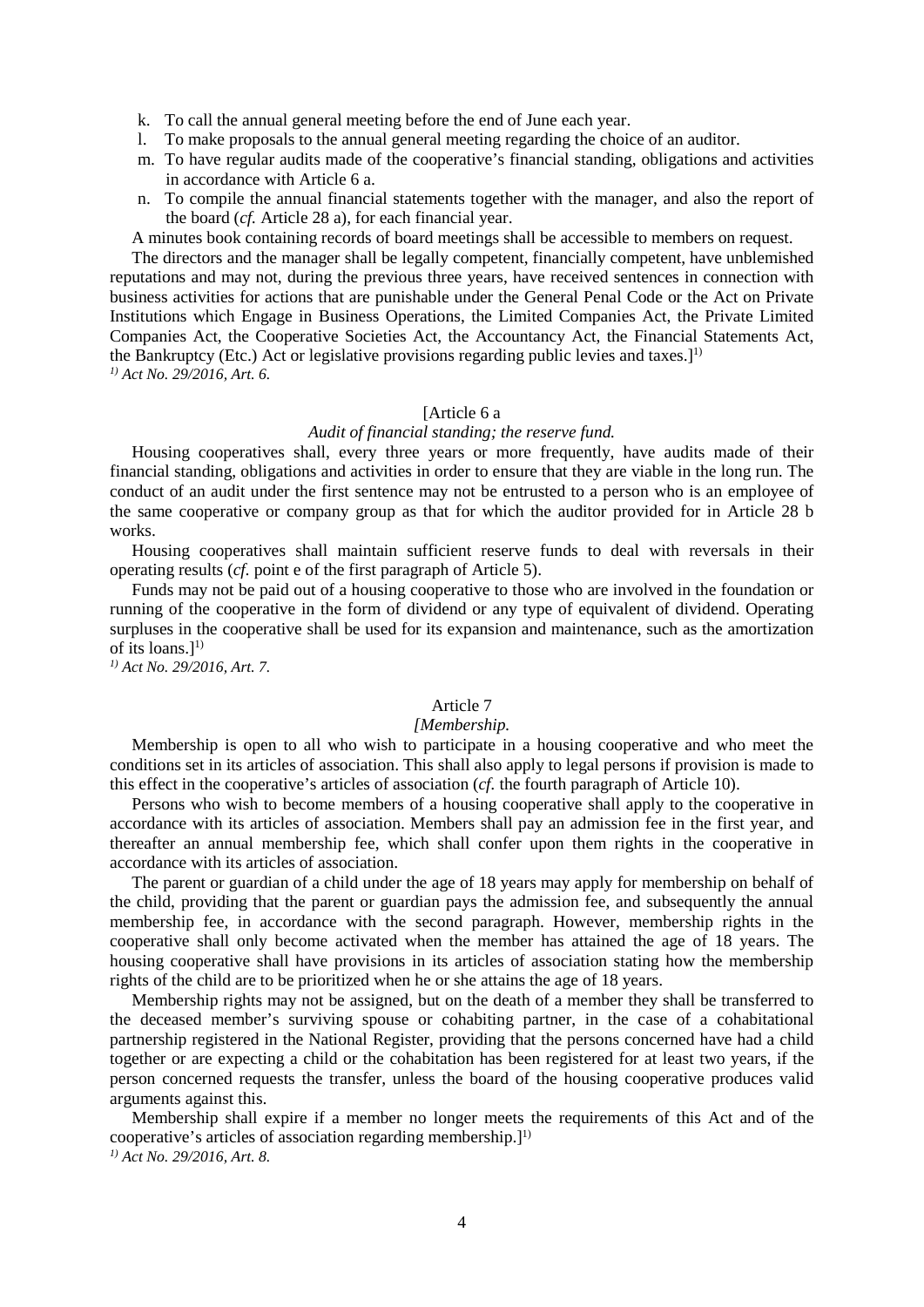k. To call the annual general meeting before the end of June each year.
l. To make proposals to the annual general meeting regarding the choice of an auditor.
m. To have regular audits made of the cooperative's financial standing, obligations and activities in accordance with Article 6 a.
n. To compile the annual financial statements together with the manager, and also the report of the board (*cf.* Article 28 a), for each financial year.

A minutes book containing records of board meetings shall be accessible to members on request.

The directors and the manager shall be legally competent, financially competent, have unblemished reputations and may not, during the previous three years, have received sentences in connection with business activities for actions that are punishable under the General Penal Code or the Act on Private Institutions which Engage in Business Operations, the Limited Companies Act, the Private Limited Companies Act, the Cooperative Societies Act, the Accountancy Act, the Financial Statements Act, the Bankruptcy (Etc.) Act or legislative provisions regarding public levies and taxes.][1)]

*[1)] Act No. 29/2016, Art. 6.*

[Article 6 a

*Audit of financial standing; the reserve fund.*

Housing cooperatives shall, every three years or more frequently, have audits made of their financial standing, obligations and activities in order to ensure that they are viable in the long run. The conduct of an audit under the first sentence may not be entrusted to a person who is an employee of the same cooperative or company group as that for which the auditor provided for in Article 28 b works.

Housing cooperatives shall maintain sufficient reserve funds to deal with reversals in their operating results (*cf.* point e of the first paragraph of Article 5).

Funds may not be paid out of a housing cooperative to those who are involved in the foundation or running of the cooperative in the form of dividend or any type of equivalent of dividend. Operating surpluses in the cooperative shall be used for its expansion and maintenance, such as the amortization of its loans.][1)]

*[1)] Act No. 29/2016, Art. 7.*

Article 7

*[Membership.*

Membership is open to all who wish to participate in a housing cooperative and who meet the conditions set in its articles of association. This shall also apply to legal persons if provision is made to this effect in the cooperative's articles of association (*cf.* the fourth paragraph of Article 10).

Persons who wish to become members of a housing cooperative shall apply to the cooperative in accordance with its articles of association. Members shall pay an admission fee in the first year, and thereafter an annual membership fee, which shall confer upon them rights in the cooperative in accordance with its articles of association.

The parent or guardian of a child under the age of 18 years may apply for membership on behalf of the child, providing that the parent or guardian pays the admission fee, and subsequently the annual membership fee, in accordance with the second paragraph. However, membership rights in the cooperative shall only become activated when the member has attained the age of 18 years. The housing cooperative shall have provisions in its articles of association stating how the membership rights of the child are to be prioritized when he or she attains the age of 18 years.

Membership rights may not be assigned, but on the death of a member they shall be transferred to the deceased member's surviving spouse or cohabiting partner, in the case of a cohabitational partnership registered in the National Register, providing that the persons concerned have had a child together or are expecting a child or the cohabitation has been registered for at least two years, if the person concerned requests the transfer, unless the board of the housing cooperative produces valid arguments against this.

Membership shall expire if a member no longer meets the requirements of this Act and of the cooperative's articles of association regarding membership.][1)]

*[1)] Act No. 29/2016, Art. 8.*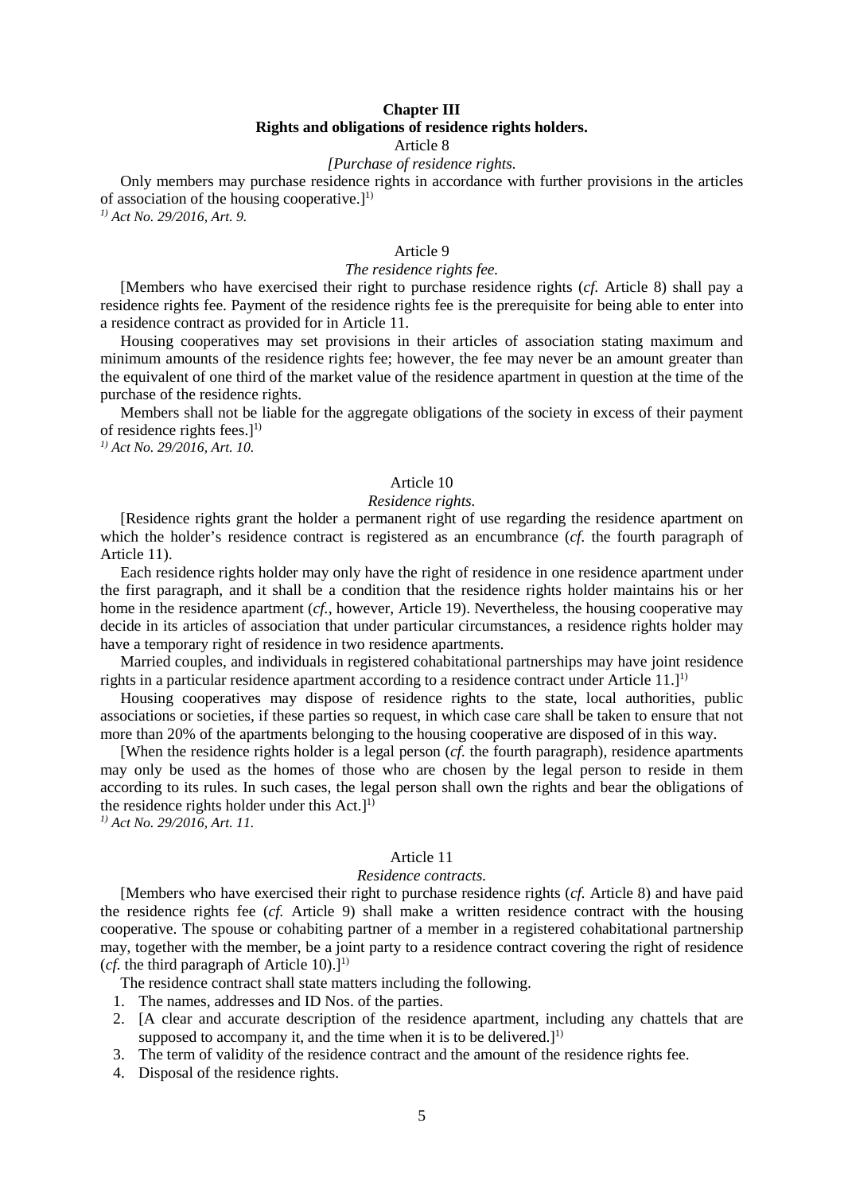## Chapter III
## Rights and obligations of residence rights holders.

### Article 8

*[Purchase of residence rights.*

Only members may purchase residence rights in accordance with further provisions in the articles of association of the housing cooperative.][1)]

*[1)] Act No. 29/2016, Art. 9.*

### Article 9

*The residence rights fee.*

[Members who have exercised their right to purchase residence rights (*cf.* Article 8) shall pay a residence rights fee. Payment of the residence rights fee is the prerequisite for being able to enter into a residence contract as provided for in Article 11.

Housing cooperatives may set provisions in their articles of association stating maximum and minimum amounts of the residence rights fee; however, the fee may never be an amount greater than the equivalent of one third of the market value of the residence apartment in question at the time of the purchase of the residence rights.

Members shall not be liable for the aggregate obligations of the society in excess of their payment of residence rights fees.][1)]

*[1)] Act No. 29/2016, Art. 10.*

### Article 10

*Residence rights.*

[Residence rights grant the holder a permanent right of use regarding the residence apartment on which the holder's residence contract is registered as an encumbrance (*cf.* the fourth paragraph of Article 11).

Each residence rights holder may only have the right of residence in one residence apartment under the first paragraph, and it shall be a condition that the residence rights holder maintains his or her home in the residence apartment (*cf.,* however, Article 19). Nevertheless, the housing cooperative may decide in its articles of association that under particular circumstances, a residence rights holder may have a temporary right of residence in two residence apartments.

Married couples, and individuals in registered cohabitational partnerships may have joint residence rights in a particular residence apartment according to a residence contract under Article 11.][1)]

Housing cooperatives may dispose of residence rights to the state, local authorities, public associations or societies, if these parties so request, in which case care shall be taken to ensure that not more than 20% of the apartments belonging to the housing cooperative are disposed of in this way.

[When the residence rights holder is a legal person (*cf.* the fourth paragraph), residence apartments may only be used as the homes of those who are chosen by the legal person to reside in them according to its rules. In such cases, the legal person shall own the rights and bear the obligations of the residence rights holder under this Act.][1)]

*[1)] Act No. 29/2016, Art. 11.*

### Article 11

*Residence contracts.*

[Members who have exercised their right to purchase residence rights (*cf.* Article 8) and have paid the residence rights fee (*cf.* Article 9) shall make a written residence contract with the housing cooperative. The spouse or cohabiting partner of a member in a registered cohabitational partnership may, together with the member, be a joint party to a residence contract covering the right of residence (*cf.* the third paragraph of Article 10).][1)]

The residence contract shall state matters including the following.

1. The names, addresses and ID Nos. of the parties.
2. [A clear and accurate description of the residence apartment, including any chattels that are supposed to accompany it, and the time when it is to be delivered.][1)]
3. The term of validity of the residence contract and the amount of the residence rights fee.
4. Disposal of the residence rights.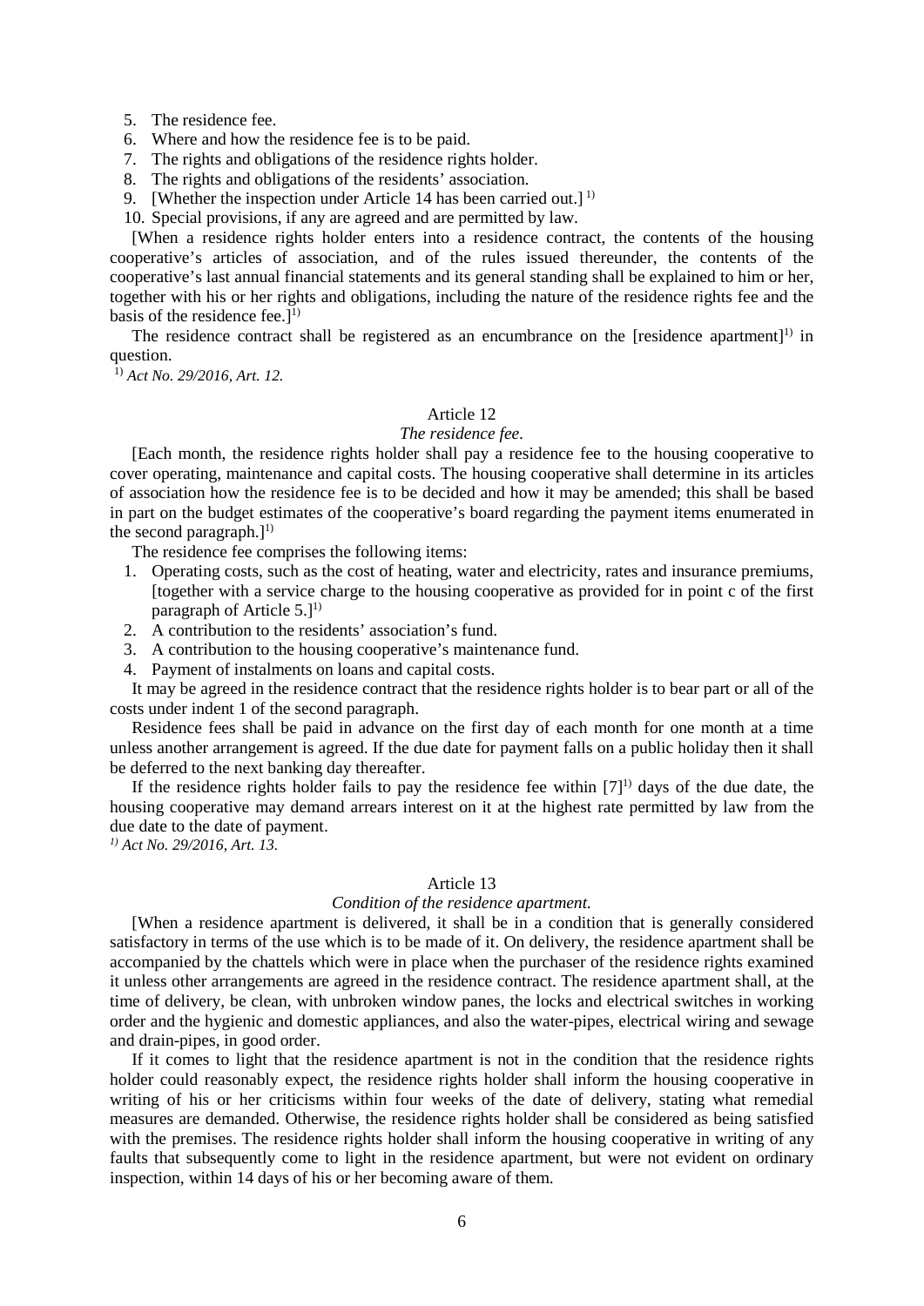5. The residence fee.
6. Where and how the residence fee is to be paid.
7. The rights and obligations of the residence rights holder.
8. The rights and obligations of the residents' association.
9. [Whether the inspection under Article 14 has been carried out.] [1)]
10. Special provisions, if any are agreed and are permitted by law.

[When a residence rights holder enters into a residence contract, the contents of the housing cooperative's articles of association, and of the rules issued thereunder, the contents of the cooperative's last annual financial statements and its general standing shall be explained to him or her, together with his or her rights and obligations, including the nature of the residence rights fee and the basis of the residence fee.][1)]

The residence contract shall be registered as an encumbrance on the [residence apartment][1)] in question.

[1)] *Act No. 29/2016, Art. 12.*

Article 12

*The residence fee.*

[Each month, the residence rights holder shall pay a residence fee to the housing cooperative to cover operating, maintenance and capital costs. The housing cooperative shall determine in its articles of association how the residence fee is to be decided and how it may be amended; this shall be based in part on the budget estimates of the cooperative's board regarding the payment items enumerated in the second paragraph.][1)]

The residence fee comprises the following items:

1. Operating costs, such as the cost of heating, water and electricity, rates and insurance premiums, [together with a service charge to the housing cooperative as provided for in point c of the first paragraph of Article 5.][1)]
2. A contribution to the residents' association's fund.
3. A contribution to the housing cooperative's maintenance fund.
4. Payment of instalments on loans and capital costs.

It may be agreed in the residence contract that the residence rights holder is to bear part or all of the costs under indent 1 of the second paragraph.

Residence fees shall be paid in advance on the first day of each month for one month at a time unless another arrangement is agreed. If the due date for payment falls on a public holiday then it shall be deferred to the next banking day thereafter.

If the residence rights holder fails to pay the residence fee within [7][1)] days of the due date, the housing cooperative may demand arrears interest on it at the highest rate permitted by law from the due date to the date of payment.

[1)] *Act No. 29/2016, Art. 13.*

Article 13

*Condition of the residence apartment.*

[When a residence apartment is delivered, it shall be in a condition that is generally considered satisfactory in terms of the use which is to be made of it. On delivery, the residence apartment shall be accompanied by the chattels which were in place when the purchaser of the residence rights examined it unless other arrangements are agreed in the residence contract. The residence apartment shall, at the time of delivery, be clean, with unbroken window panes, the locks and electrical switches in working order and the hygienic and domestic appliances, and also the water-pipes, electrical wiring and sewage and drain-pipes, in good order.

If it comes to light that the residence apartment is not in the condition that the residence rights holder could reasonably expect, the residence rights holder shall inform the housing cooperative in writing of his or her criticisms within four weeks of the date of delivery, stating what remedial measures are demanded. Otherwise, the residence rights holder shall be considered as being satisfied with the premises. The residence rights holder shall inform the housing cooperative in writing of any faults that subsequently come to light in the residence apartment, but were not evident on ordinary inspection, within 14 days of his or her becoming aware of them.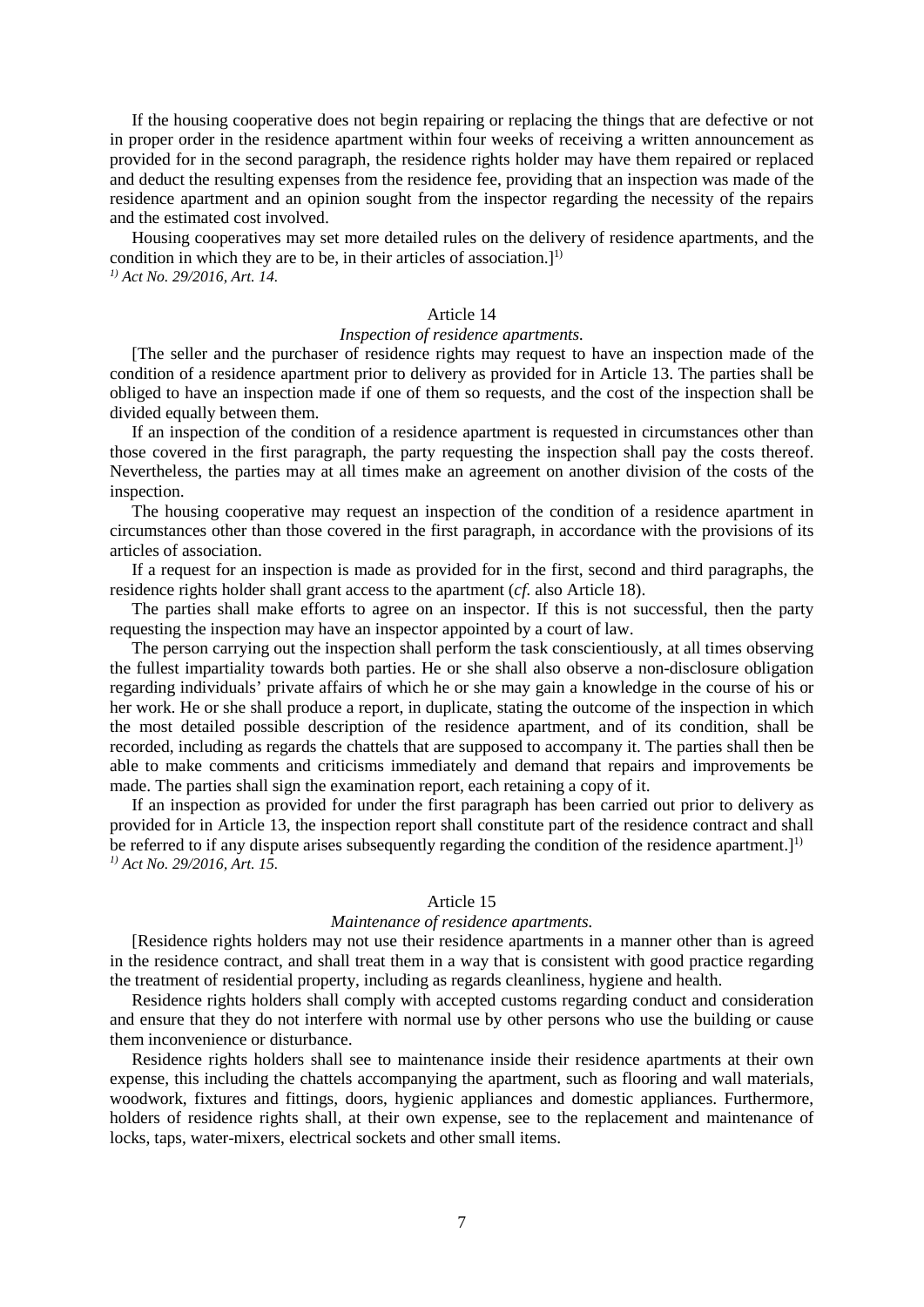If the housing cooperative does not begin repairing or replacing the things that are defective or not in proper order in the residence apartment within four weeks of receiving a written announcement as provided for in the second paragraph, the residence rights holder may have them repaired or replaced and deduct the resulting expenses from the residence fee, providing that an inspection was made of the residence apartment and an opinion sought from the inspector regarding the necessity of the repairs and the estimated cost involved.

Housing cooperatives may set more detailed rules on the delivery of residence apartments, and the condition in which they are to be, in their articles of association.][1)]

*[1)] Act No. 29/2016, Art. 14.*

Article 14

*Inspection of residence apartments.*

[The seller and the purchaser of residence rights may request to have an inspection made of the condition of a residence apartment prior to delivery as provided for in Article 13. The parties shall be obliged to have an inspection made if one of them so requests, and the cost of the inspection shall be divided equally between them.

If an inspection of the condition of a residence apartment is requested in circumstances other than those covered in the first paragraph, the party requesting the inspection shall pay the costs thereof. Nevertheless, the parties may at all times make an agreement on another division of the costs of the inspection.

The housing cooperative may request an inspection of the condition of a residence apartment in circumstances other than those covered in the first paragraph, in accordance with the provisions of its articles of association.

If a request for an inspection is made as provided for in the first, second and third paragraphs, the residence rights holder shall grant access to the apartment (*cf.* also Article 18).

The parties shall make efforts to agree on an inspector. If this is not successful, then the party requesting the inspection may have an inspector appointed by a court of law.

The person carrying out the inspection shall perform the task conscientiously, at all times observing the fullest impartiality towards both parties. He or she shall also observe a non-disclosure obligation regarding individuals' private affairs of which he or she may gain a knowledge in the course of his or her work. He or she shall produce a report, in duplicate, stating the outcome of the inspection in which the most detailed possible description of the residence apartment, and of its condition, shall be recorded, including as regards the chattels that are supposed to accompany it. The parties shall then be able to make comments and criticisms immediately and demand that repairs and improvements be made. The parties shall sign the examination report, each retaining a copy of it.

If an inspection as provided for under the first paragraph has been carried out prior to delivery as provided for in Article 13, the inspection report shall constitute part of the residence contract and shall be referred to if any dispute arises subsequently regarding the condition of the residence apartment.][1)]

*[1)] Act No. 29/2016, Art. 15.*

Article 15

*Maintenance of residence apartments.*

[Residence rights holders may not use their residence apartments in a manner other than is agreed in the residence contract, and shall treat them in a way that is consistent with good practice regarding the treatment of residential property, including as regards cleanliness, hygiene and health.

Residence rights holders shall comply with accepted customs regarding conduct and consideration and ensure that they do not interfere with normal use by other persons who use the building or cause them inconvenience or disturbance.

Residence rights holders shall see to maintenance inside their residence apartments at their own expense, this including the chattels accompanying the apartment, such as flooring and wall materials, woodwork, fixtures and fittings, doors, hygienic appliances and domestic appliances. Furthermore, holders of residence rights shall, at their own expense, see to the replacement and maintenance of locks, taps, water-mixers, electrical sockets and other small items.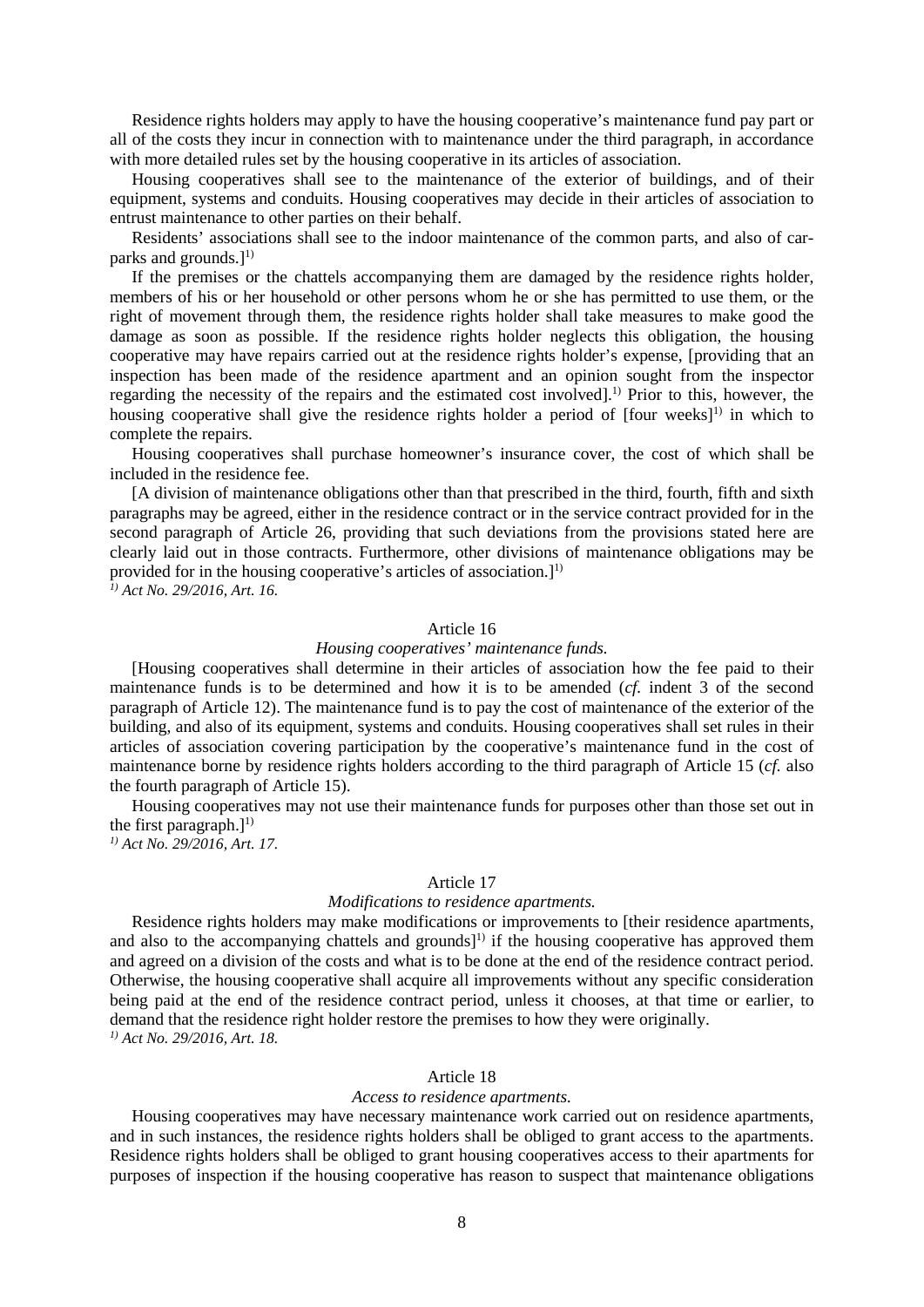Residence rights holders may apply to have the housing cooperative's maintenance fund pay part or all of the costs they incur in connection with to maintenance under the third paragraph, in accordance with more detailed rules set by the housing cooperative in its articles of association.

Housing cooperatives shall see to the maintenance of the exterior of buildings, and of their equipment, systems and conduits. Housing cooperatives may decide in their articles of association to entrust maintenance to other parties on their behalf.

Residents' associations shall see to the indoor maintenance of the common parts, and also of car-parks and grounds.][1)]

If the premises or the chattels accompanying them are damaged by the residence rights holder, members of his or her household or other persons whom he or she has permitted to use them, or the right of movement through them, the residence rights holder shall take measures to make good the damage as soon as possible. If the residence rights holder neglects this obligation, the housing cooperative may have repairs carried out at the residence rights holder's expense, [providing that an inspection has been made of the residence apartment and an opinion sought from the inspector regarding the necessity of the repairs and the estimated cost involved].[1)] Prior to this, however, the housing cooperative shall give the residence rights holder a period of [four weeks][1)] in which to complete the repairs.

Housing cooperatives shall purchase homeowner's insurance cover, the cost of which shall be included in the residence fee.

[A division of maintenance obligations other than that prescribed in the third, fourth, fifth and sixth paragraphs may be agreed, either in the residence contract or in the service contract provided for in the second paragraph of Article 26, providing that such deviations from the provisions stated here are clearly laid out in those contracts. Furthermore, other divisions of maintenance obligations may be provided for in the housing cooperative's articles of association.][1)]

*1) Act No. 29/2016, Art. 16.*

### Article 16

*Housing cooperatives' maintenance funds.*

[Housing cooperatives shall determine in their articles of association how the fee paid to their maintenance funds is to be determined and how it is to be amended (*cf.* indent 3 of the second paragraph of Article 12). The maintenance fund is to pay the cost of maintenance of the exterior of the building, and also of its equipment, systems and conduits. Housing cooperatives shall set rules in their articles of association covering participation by the cooperative's maintenance fund in the cost of maintenance borne by residence rights holders according to the third paragraph of Article 15 (*cf.* also the fourth paragraph of Article 15).

Housing cooperatives may not use their maintenance funds for purposes other than those set out in the first paragraph.][1)]

*1) Act No. 29/2016, Art. 17.*

### Article 17

*Modifications to residence apartments.*

Residence rights holders may make modifications or improvements to [their residence apartments, and also to the accompanying chattels and grounds][1)] if the housing cooperative has approved them and agreed on a division of the costs and what is to be done at the end of the residence contract period. Otherwise, the housing cooperative shall acquire all improvements without any specific consideration being paid at the end of the residence contract period, unless it chooses, at that time or earlier, to demand that the residence right holder restore the premises to how they were originally.

*1) Act No. 29/2016, Art. 18.*

### Article 18

*Access to residence apartments.*

Housing cooperatives may have necessary maintenance work carried out on residence apartments, and in such instances, the residence rights holders shall be obliged to grant access to the apartments. Residence rights holders shall be obliged to grant housing cooperatives access to their apartments for purposes of inspection if the housing cooperative has reason to suspect that maintenance obligations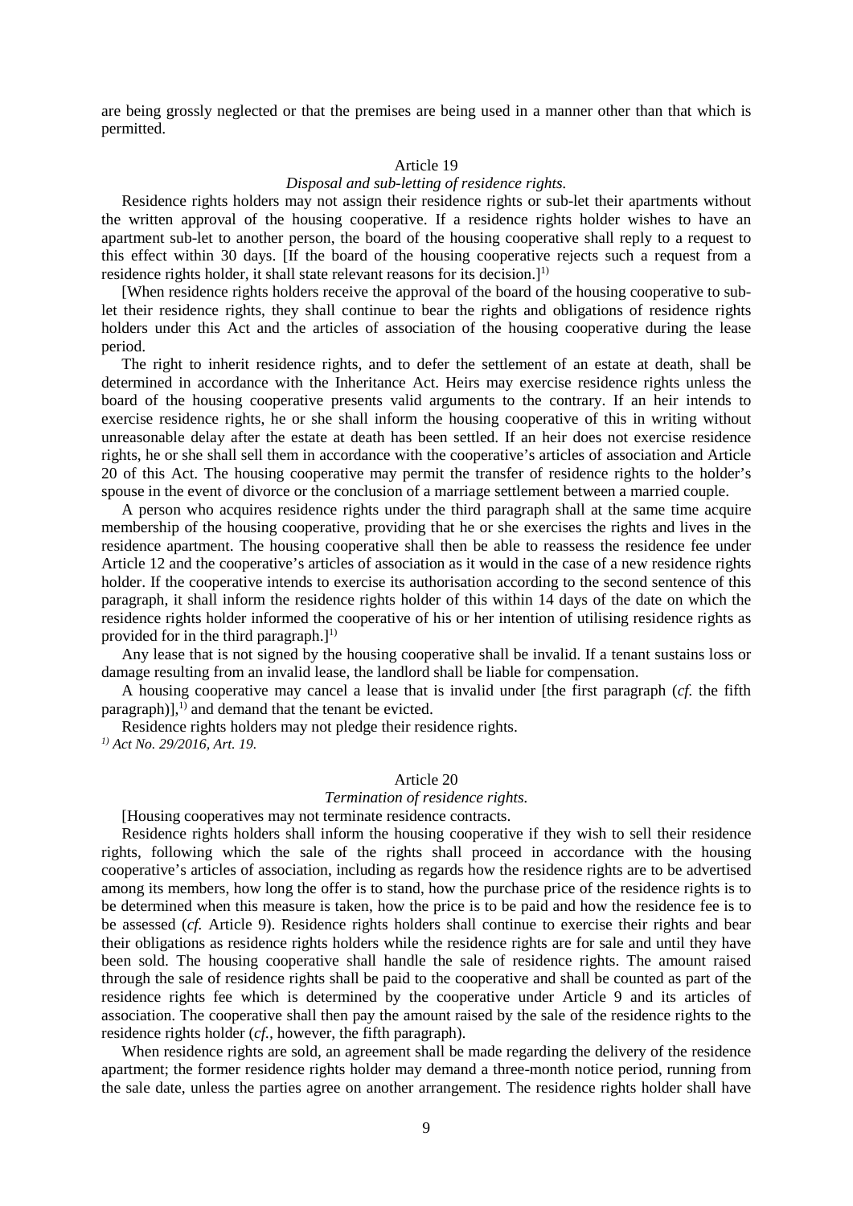are being grossly neglected or that the premises are being used in a manner other than that which is permitted.

### Article 19

*Disposal and sub-letting of residence rights.*

Residence rights holders may not assign their residence rights or sub-let their apartments without the written approval of the housing cooperative. If a residence rights holder wishes to have an apartment sub-let to another person, the board of the housing cooperative shall reply to a request to this effect within 30 days. [If the board of the housing cooperative rejects such a request from a residence rights holder, it shall state relevant reasons for its decision.][1)]

[When residence rights holders receive the approval of the board of the housing cooperative to sub-let their residence rights, they shall continue to bear the rights and obligations of residence rights holders under this Act and the articles of association of the housing cooperative during the lease period.

The right to inherit residence rights, and to defer the settlement of an estate at death, shall be determined in accordance with the Inheritance Act. Heirs may exercise residence rights unless the board of the housing cooperative presents valid arguments to the contrary. If an heir intends to exercise residence rights, he or she shall inform the housing cooperative of this in writing without unreasonable delay after the estate at death has been settled. If an heir does not exercise residence rights, he or she shall sell them in accordance with the cooperative's articles of association and Article 20 of this Act. The housing cooperative may permit the transfer of residence rights to the holder's spouse in the event of divorce or the conclusion of a marriage settlement between a married couple.

A person who acquires residence rights under the third paragraph shall at the same time acquire membership of the housing cooperative, providing that he or she exercises the rights and lives in the residence apartment. The housing cooperative shall then be able to reassess the residence fee under Article 12 and the cooperative's articles of association as it would in the case of a new residence rights holder. If the cooperative intends to exercise its authorisation according to the second sentence of this paragraph, it shall inform the residence rights holder of this within 14 days of the date on which the residence rights holder informed the cooperative of his or her intention of utilising residence rights as provided for in the third paragraph.][1)]

Any lease that is not signed by the housing cooperative shall be invalid. If a tenant sustains loss or damage resulting from an invalid lease, the landlord shall be liable for compensation.

A housing cooperative may cancel a lease that is invalid under [the first paragraph (*cf.* the fifth paragraph)],[1)] and demand that the tenant be evicted.

Residence rights holders may not pledge their residence rights.

*[1)] Act No. 29/2016, Art. 19.*

### Article 20

*Termination of residence rights.*

[Housing cooperatives may not terminate residence contracts.

Residence rights holders shall inform the housing cooperative if they wish to sell their residence rights, following which the sale of the rights shall proceed in accordance with the housing cooperative's articles of association, including as regards how the residence rights are to be advertised among its members, how long the offer is to stand, how the purchase price of the residence rights is to be determined when this measure is taken, how the price is to be paid and how the residence fee is to be assessed (*cf.* Article 9). Residence rights holders shall continue to exercise their rights and bear their obligations as residence rights holders while the residence rights are for sale and until they have been sold. The housing cooperative shall handle the sale of residence rights. The amount raised through the sale of residence rights shall be paid to the cooperative and shall be counted as part of the residence rights fee which is determined by the cooperative under Article 9 and its articles of association. The cooperative shall then pay the amount raised by the sale of the residence rights to the residence rights holder (*cf.,* however, the fifth paragraph).

When residence rights are sold, an agreement shall be made regarding the delivery of the residence apartment; the former residence rights holder may demand a three-month notice period, running from the sale date, unless the parties agree on another arrangement. The residence rights holder shall have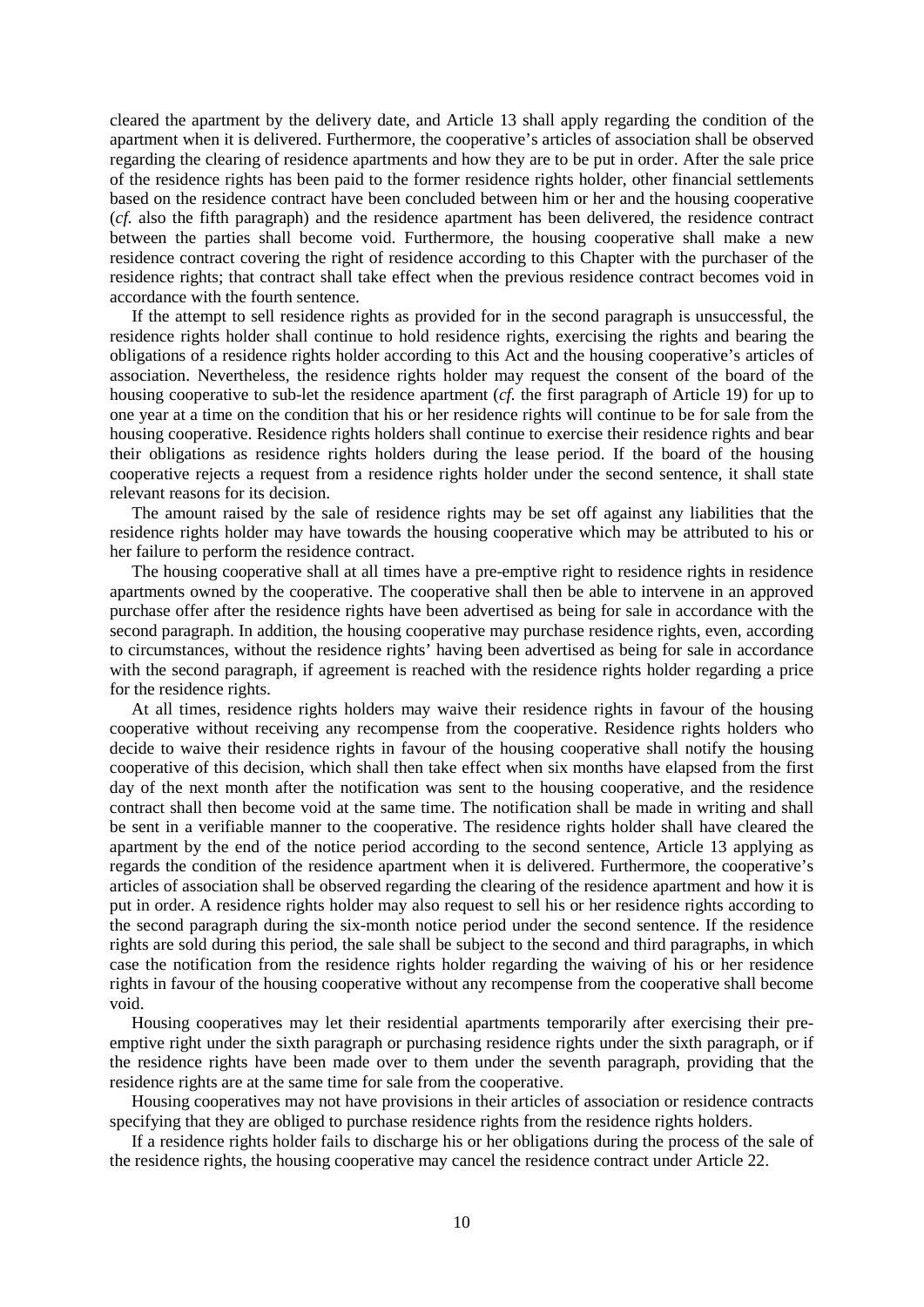cleared the apartment by the delivery date, and Article 13 shall apply regarding the condition of the apartment when it is delivered. Furthermore, the cooperative's articles of association shall be observed regarding the clearing of residence apartments and how they are to be put in order. After the sale price of the residence rights has been paid to the former residence rights holder, other financial settlements based on the residence contract have been concluded between him or her and the housing cooperative (*cf.* also the fifth paragraph) and the residence apartment has been delivered, the residence contract between the parties shall become void. Furthermore, the housing cooperative shall make a new residence contract covering the right of residence according to this Chapter with the purchaser of the residence rights; that contract shall take effect when the previous residence contract becomes void in accordance with the fourth sentence.

If the attempt to sell residence rights as provided for in the second paragraph is unsuccessful, the residence rights holder shall continue to hold residence rights, exercising the rights and bearing the obligations of a residence rights holder according to this Act and the housing cooperative's articles of association. Nevertheless, the residence rights holder may request the consent of the board of the housing cooperative to sub-let the residence apartment (*cf.* the first paragraph of Article 19) for up to one year at a time on the condition that his or her residence rights will continue to be for sale from the housing cooperative. Residence rights holders shall continue to exercise their residence rights and bear their obligations as residence rights holders during the lease period. If the board of the housing cooperative rejects a request from a residence rights holder under the second sentence, it shall state relevant reasons for its decision.

The amount raised by the sale of residence rights may be set off against any liabilities that the residence rights holder may have towards the housing cooperative which may be attributed to his or her failure to perform the residence contract.

The housing cooperative shall at all times have a pre-emptive right to residence rights in residence apartments owned by the cooperative. The cooperative shall then be able to intervene in an approved purchase offer after the residence rights have been advertised as being for sale in accordance with the second paragraph. In addition, the housing cooperative may purchase residence rights, even, according to circumstances, without the residence rights' having been advertised as being for sale in accordance with the second paragraph, if agreement is reached with the residence rights holder regarding a price for the residence rights.

At all times, residence rights holders may waive their residence rights in favour of the housing cooperative without receiving any recompense from the cooperative. Residence rights holders who decide to waive their residence rights in favour of the housing cooperative shall notify the housing cooperative of this decision, which shall then take effect when six months have elapsed from the first day of the next month after the notification was sent to the housing cooperative, and the residence contract shall then become void at the same time. The notification shall be made in writing and shall be sent in a verifiable manner to the cooperative. The residence rights holder shall have cleared the apartment by the end of the notice period according to the second sentence, Article 13 applying as regards the condition of the residence apartment when it is delivered. Furthermore, the cooperative's articles of association shall be observed regarding the clearing of the residence apartment and how it is put in order. A residence rights holder may also request to sell his or her residence rights according to the second paragraph during the six-month notice period under the second sentence. If the residence rights are sold during this period, the sale shall be subject to the second and third paragraphs, in which case the notification from the residence rights holder regarding the waiving of his or her residence rights in favour of the housing cooperative without any recompense from the cooperative shall become void.

Housing cooperatives may let their residential apartments temporarily after exercising their pre-emptive right under the sixth paragraph or purchasing residence rights under the sixth paragraph, or if the residence rights have been made over to them under the seventh paragraph, providing that the residence rights are at the same time for sale from the cooperative.

Housing cooperatives may not have provisions in their articles of association or residence contracts specifying that they are obliged to purchase residence rights from the residence rights holders.

If a residence rights holder fails to discharge his or her obligations during the process of the sale of the residence rights, the housing cooperative may cancel the residence contract under Article 22.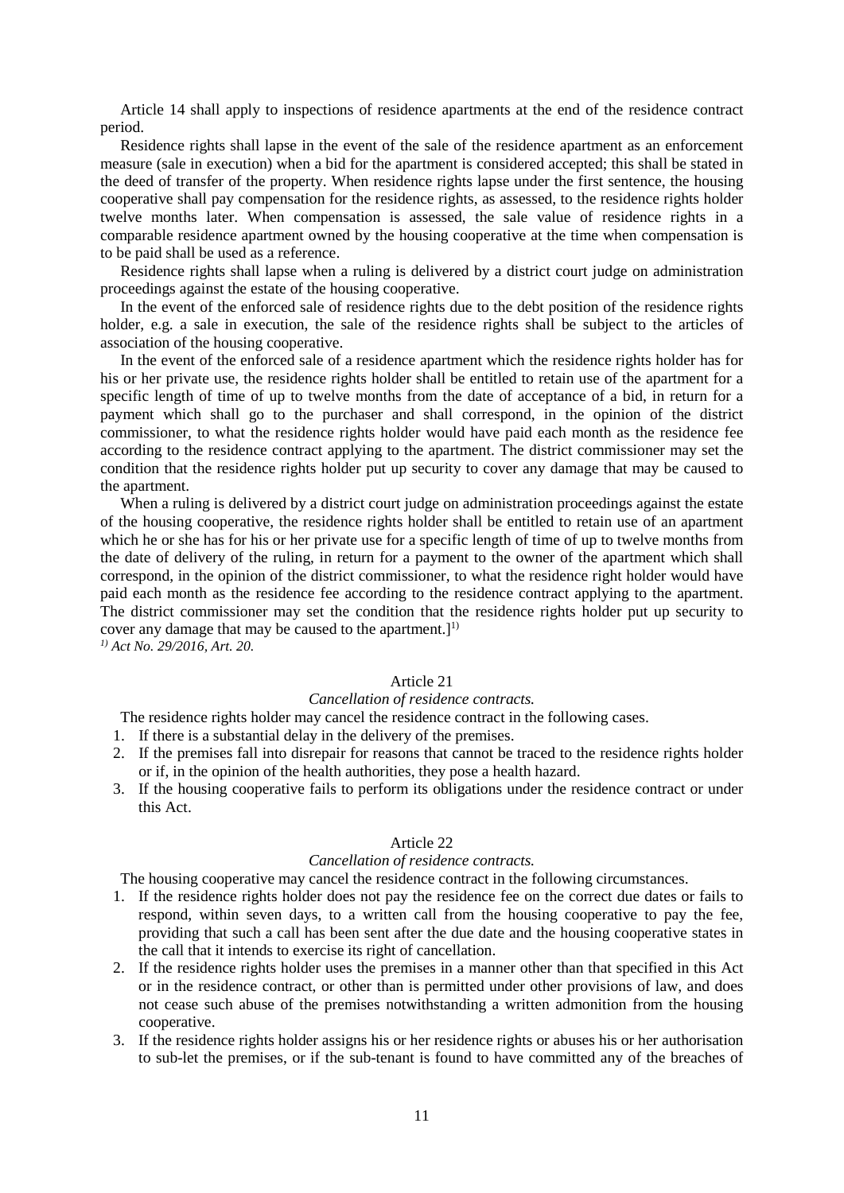Article 14 shall apply to inspections of residence apartments at the end of the residence contract period.

Residence rights shall lapse in the event of the sale of the residence apartment as an enforcement measure (sale in execution) when a bid for the apartment is considered accepted; this shall be stated in the deed of transfer of the property. When residence rights lapse under the first sentence, the housing cooperative shall pay compensation for the residence rights, as assessed, to the residence rights holder twelve months later. When compensation is assessed, the sale value of residence rights in a comparable residence apartment owned by the housing cooperative at the time when compensation is to be paid shall be used as a reference.

Residence rights shall lapse when a ruling is delivered by a district court judge on administration proceedings against the estate of the housing cooperative.

In the event of the enforced sale of residence rights due to the debt position of the residence rights holder, e.g. a sale in execution, the sale of the residence rights shall be subject to the articles of association of the housing cooperative.

In the event of the enforced sale of a residence apartment which the residence rights holder has for his or her private use, the residence rights holder shall be entitled to retain use of the apartment for a specific length of time of up to twelve months from the date of acceptance of a bid, in return for a payment which shall go to the purchaser and shall correspond, in the opinion of the district commissioner, to what the residence rights holder would have paid each month as the residence fee according to the residence contract applying to the apartment. The district commissioner may set the condition that the residence rights holder put up security to cover any damage that may be caused to the apartment.

When a ruling is delivered by a district court judge on administration proceedings against the estate of the housing cooperative, the residence rights holder shall be entitled to retain use of an apartment which he or she has for his or her private use for a specific length of time of up to twelve months from the date of delivery of the ruling, in return for a payment to the owner of the apartment which shall correspond, in the opinion of the district commissioner, to what the residence right holder would have paid each month as the residence fee according to the residence contract applying to the apartment. The district commissioner may set the condition that the residence rights holder put up security to cover any damage that may be caused to the apartment.][1)]

*[1)] Act No. 29/2016, Art. 20.*

### Article 21
*Cancellation of residence contracts.*

The residence rights holder may cancel the residence contract in the following cases.

1. If there is a substantial delay in the delivery of the premises.
2. If the premises fall into disrepair for reasons that cannot be traced to the residence rights holder or if, in the opinion of the health authorities, they pose a health hazard.
3. If the housing cooperative fails to perform its obligations under the residence contract or under this Act.

### Article 22
*Cancellation of residence contracts.*

The housing cooperative may cancel the residence contract in the following circumstances.

1. If the residence rights holder does not pay the residence fee on the correct due dates or fails to respond, within seven days, to a written call from the housing cooperative to pay the fee, providing that such a call has been sent after the due date and the housing cooperative states in the call that it intends to exercise its right of cancellation.
2. If the residence rights holder uses the premises in a manner other than that specified in this Act or in the residence contract, or other than is permitted under other provisions of law, and does not cease such abuse of the premises notwithstanding a written admonition from the housing cooperative.
3. If the residence rights holder assigns his or her residence rights or abuses his or her authorisation to sub-let the premises, or if the sub-tenant is found to have committed any of the breaches of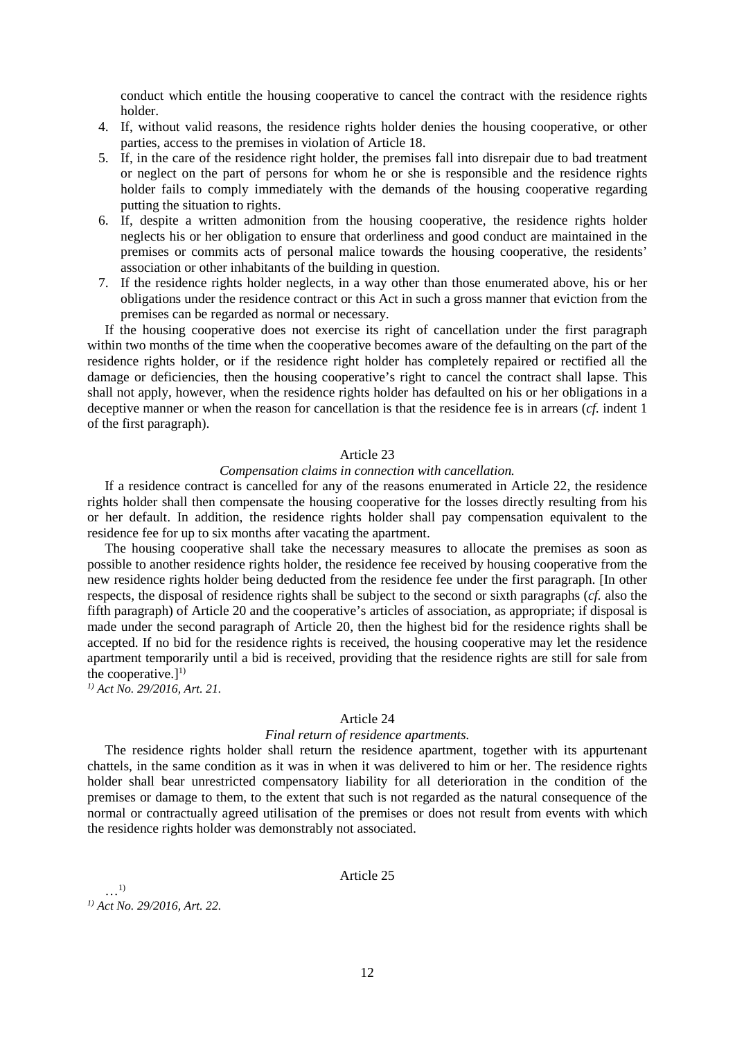conduct which entitle the housing cooperative to cancel the contract with the residence rights holder.

4. If, without valid reasons, the residence rights holder denies the housing cooperative, or other parties, access to the premises in violation of Article 18.
5. If, in the care of the residence right holder, the premises fall into disrepair due to bad treatment or neglect on the part of persons for whom he or she is responsible and the residence rights holder fails to comply immediately with the demands of the housing cooperative regarding putting the situation to rights.
6. If, despite a written admonition from the housing cooperative, the residence rights holder neglects his or her obligation to ensure that orderliness and good conduct are maintained in the premises or commits acts of personal malice towards the housing cooperative, the residents' association or other inhabitants of the building in question.
7. If the residence rights holder neglects, in a way other than those enumerated above, his or her obligations under the residence contract or this Act in such a gross manner that eviction from the premises can be regarded as normal or necessary.

If the housing cooperative does not exercise its right of cancellation under the first paragraph within two months of the time when the cooperative becomes aware of the defaulting on the part of the residence rights holder, or if the residence right holder has completely repaired or rectified all the damage or deficiencies, then the housing cooperative's right to cancel the contract shall lapse. This shall not apply, however, when the residence rights holder has defaulted on his or her obligations in a deceptive manner or when the reason for cancellation is that the residence fee is in arrears (*cf.* indent 1 of the first paragraph).

Article 23

*Compensation claims in connection with cancellation.*

If a residence contract is cancelled for any of the reasons enumerated in Article 22, the residence rights holder shall then compensate the housing cooperative for the losses directly resulting from his or her default. In addition, the residence rights holder shall pay compensation equivalent to the residence fee for up to six months after vacating the apartment.

The housing cooperative shall take the necessary measures to allocate the premises as soon as possible to another residence rights holder, the residence fee received by housing cooperative from the new residence rights holder being deducted from the residence fee under the first paragraph. [In other respects, the disposal of residence rights shall be subject to the second or sixth paragraphs (*cf.* also the fifth paragraph) of Article 20 and the cooperative's articles of association, as appropriate; if disposal is made under the second paragraph of Article 20, then the highest bid for the residence rights shall be accepted. If no bid for the residence rights is received, the housing cooperative may let the residence apartment temporarily until a bid is received, providing that the residence rights are still for sale from the cooperative.][1)]

*[1)] Act No. 29/2016, Art. 21.*

Article 24

*Final return of residence apartments.*

The residence rights holder shall return the residence apartment, together with its appurtenant chattels, in the same condition as it was in when it was delivered to him or her. The residence rights holder shall bear unrestricted compensatory liability for all deterioration in the condition of the premises or damage to them, to the extent that such is not regarded as the natural consequence of the normal or contractually agreed utilisation of the premises or does not result from events with which the residence rights holder was demonstrably not associated.

Article 25

…[1)]

*[1)] Act No. 29/2016, Art. 22.*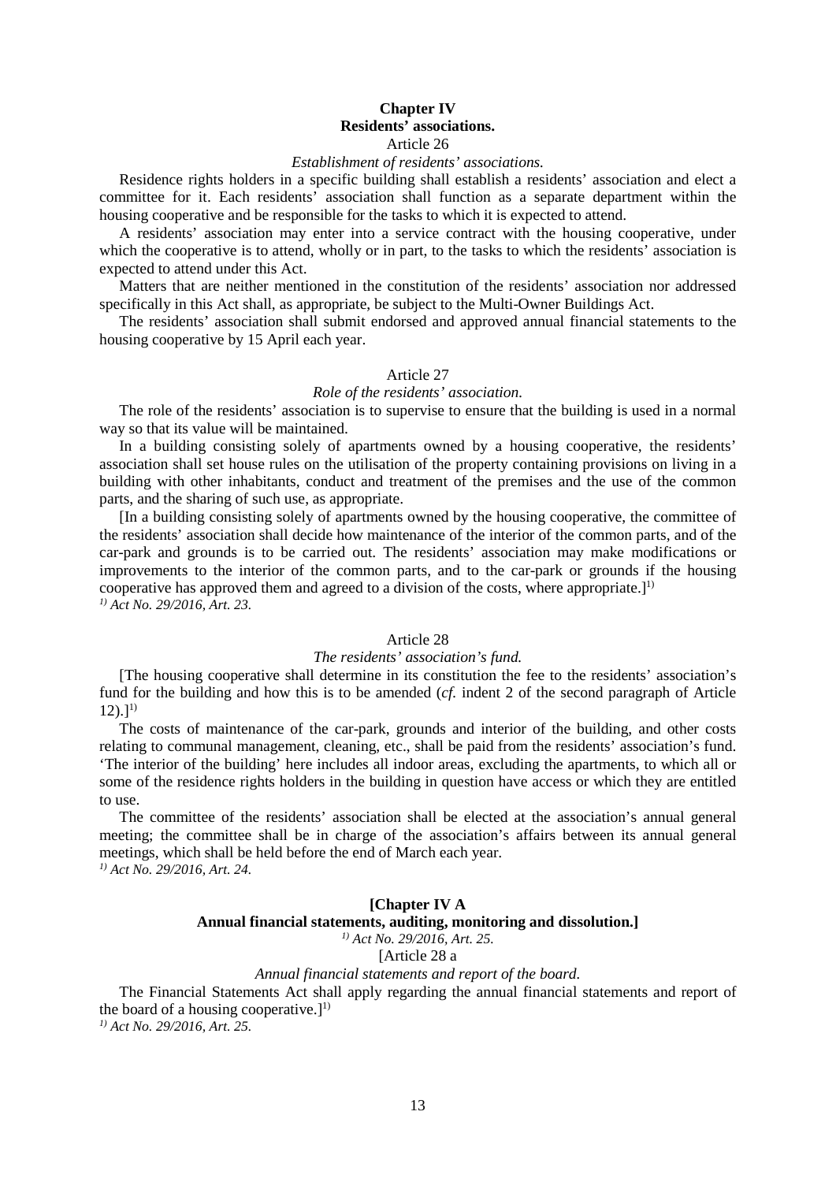## Chapter IV
## Residents' associations.

Article 26

*Establishment of residents' associations.*

Residence rights holders in a specific building shall establish a residents' association and elect a committee for it. Each residents' association shall function as a separate department within the housing cooperative and be responsible for the tasks to which it is expected to attend.

A residents' association may enter into a service contract with the housing cooperative, under which the cooperative is to attend, wholly or in part, to the tasks to which the residents' association is expected to attend under this Act.

Matters that are neither mentioned in the constitution of the residents' association nor addressed specifically in this Act shall, as appropriate, be subject to the Multi-Owner Buildings Act.

The residents' association shall submit endorsed and approved annual financial statements to the housing cooperative by 15 April each year.

Article 27

*Role of the residents' association.*

The role of the residents' association is to supervise to ensure that the building is used in a normal way so that its value will be maintained.

In a building consisting solely of apartments owned by a housing cooperative, the residents' association shall set house rules on the utilisation of the property containing provisions on living in a building with other inhabitants, conduct and treatment of the premises and the use of the common parts, and the sharing of such use, as appropriate.

[In a building consisting solely of apartments owned by the housing cooperative, the committee of the residents' association shall decide how maintenance of the interior of the common parts, and of the car-park and grounds is to be carried out. The residents' association may make modifications or improvements to the interior of the common parts, and to the car-park or grounds if the housing cooperative has approved them and agreed to a division of the costs, where appropriate.][1)]

*1) Act No. 29/2016, Art. 23.*

Article 28

*The residents' association's fund.*

[The housing cooperative shall determine in its constitution the fee to the residents' association's fund for the building and how this is to be amended (*cf.* indent 2 of the second paragraph of Article 12).][1)]

The costs of maintenance of the car-park, grounds and interior of the building, and other costs relating to communal management, cleaning, etc., shall be paid from the residents' association's fund. 'The interior of the building' here includes all indoor areas, excluding the apartments, to which all or some of the residence rights holders in the building in question have access or which they are entitled to use.

The committee of the residents' association shall be elected at the association's annual general meeting; the committee shall be in charge of the association's affairs between its annual general meetings, which shall be held before the end of March each year.

*1) Act No. 29/2016, Art. 24.*

## [Chapter IV A
## Annual financial statements, auditing, monitoring and dissolution.]

*1) Act No. 29/2016, Art. 25.*

[Article 28 a

*Annual financial statements and report of the board.*

The Financial Statements Act shall apply regarding the annual financial statements and report of the board of a housing cooperative.][1)]

*1) Act No. 29/2016, Art. 25.*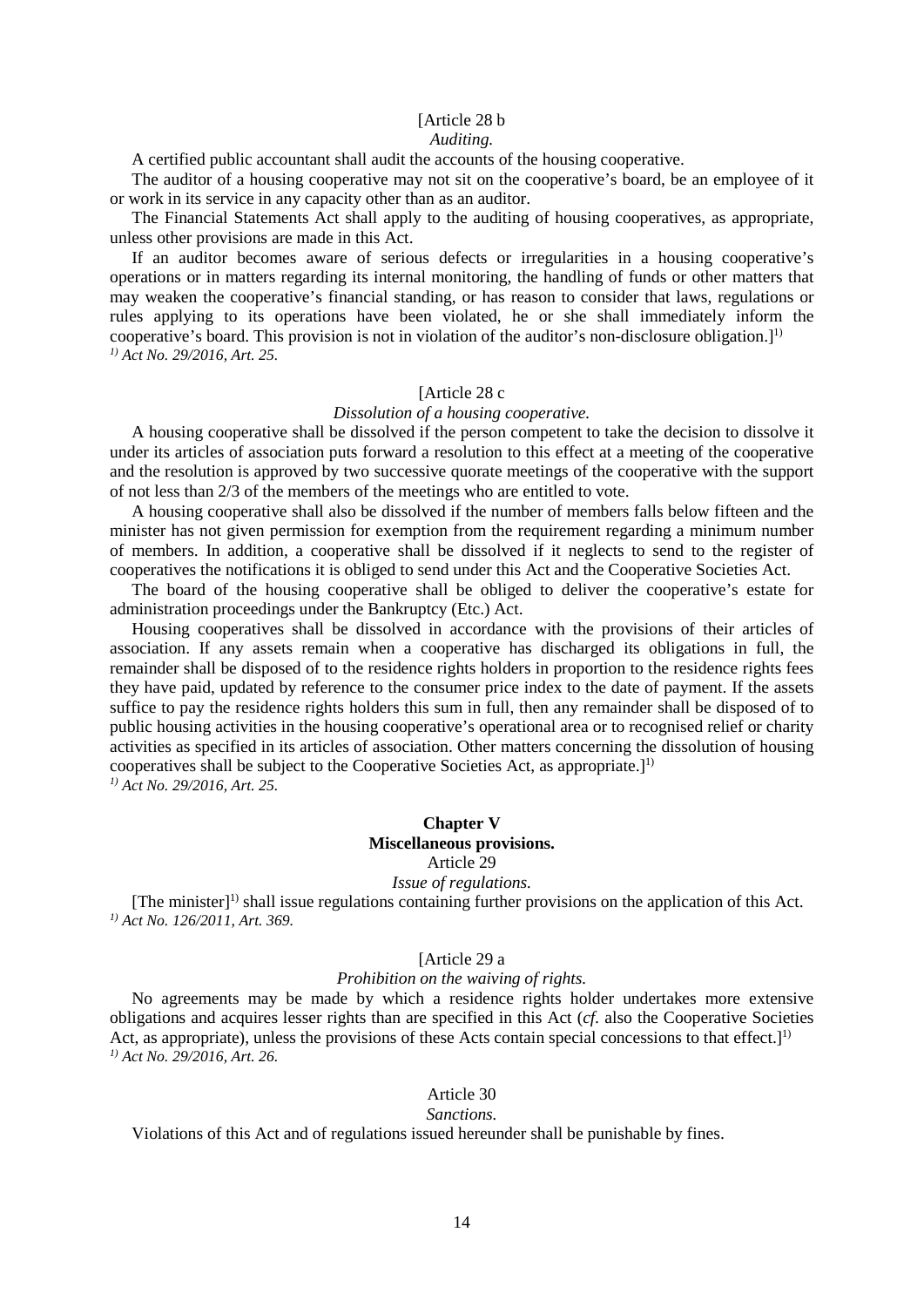[Article 28 b

*Auditing.*

A certified public accountant shall audit the accounts of the housing cooperative.

The auditor of a housing cooperative may not sit on the cooperative's board, be an employee of it or work in its service in any capacity other than as an auditor.

The Financial Statements Act shall apply to the auditing of housing cooperatives, as appropriate, unless other provisions are made in this Act.

If an auditor becomes aware of serious defects or irregularities in a housing cooperative's operations or in matters regarding its internal monitoring, the handling of funds or other matters that may weaken the cooperative's financial standing, or has reason to consider that laws, regulations or rules applying to its operations have been violated, he or she shall immediately inform the cooperative's board. This provision is not in violation of the auditor's non-disclosure obligation.][1)]

*[1)] Act No. 29/2016, Art. 25.*

[Article 28 c

*Dissolution of a housing cooperative.*

A housing cooperative shall be dissolved if the person competent to take the decision to dissolve it under its articles of association puts forward a resolution to this effect at a meeting of the cooperative and the resolution is approved by two successive quorate meetings of the cooperative with the support of not less than 2/3 of the members of the meetings who are entitled to vote.

A housing cooperative shall also be dissolved if the number of members falls below fifteen and the minister has not given permission for exemption from the requirement regarding a minimum number of members. In addition, a cooperative shall be dissolved if it neglects to send to the register of cooperatives the notifications it is obliged to send under this Act and the Cooperative Societies Act.

The board of the housing cooperative shall be obliged to deliver the cooperative's estate for administration proceedings under the Bankruptcy (Etc.) Act.

Housing cooperatives shall be dissolved in accordance with the provisions of their articles of association. If any assets remain when a cooperative has discharged its obligations in full, the remainder shall be disposed of to the residence rights holders in proportion to the residence rights fees they have paid, updated by reference to the consumer price index to the date of payment. If the assets suffice to pay the residence rights holders this sum in full, then any remainder shall be disposed of to public housing activities in the housing cooperative's operational area or to recognised relief or charity activities as specified in its articles of association. Other matters concerning the dissolution of housing cooperatives shall be subject to the Cooperative Societies Act, as appropriate.][1)]

*[1)] Act No. 29/2016, Art. 25.*

## Chapter V
## Miscellaneous provisions.

Article 29

*Issue of regulations.*

[The minister][1)] shall issue regulations containing further provisions on the application of this Act.

*[1)] Act No. 126/2011, Art. 369.*

[Article 29 a

*Prohibition on the waiving of rights.*

No agreements may be made by which a residence rights holder undertakes more extensive obligations and acquires lesser rights than are specified in this Act (*cf.* also the Cooperative Societies Act, as appropriate), unless the provisions of these Acts contain special concessions to that effect.][1)]

*[1)] Act No. 29/2016, Art. 26.*

Article 30

*Sanctions.*

Violations of this Act and of regulations issued hereunder shall be punishable by fines.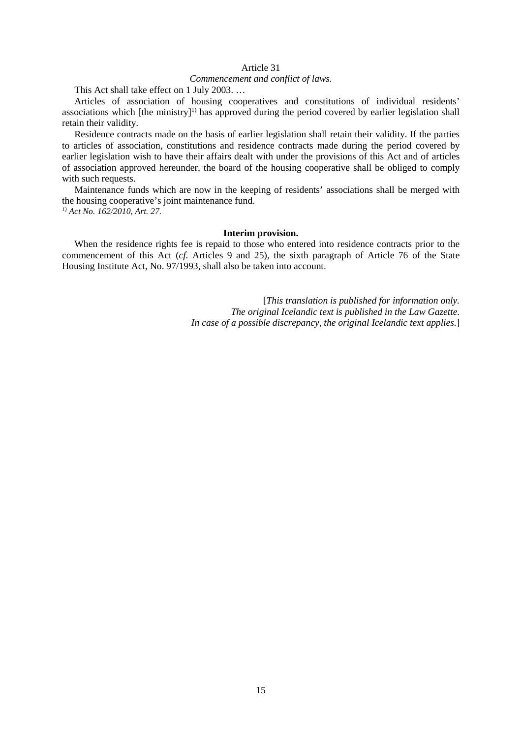Article 31

*Commencement and conflict of laws.*

This Act shall take effect on 1 July 2003. …

Articles of association of housing cooperatives and constitutions of individual residents' associations which [the ministry][1) ] has approved during the period covered by earlier legislation shall retain their validity.

Residence contracts made on the basis of earlier legislation shall retain their validity. If the parties to articles of association, constitutions and residence contracts made during the period covered by earlier legislation wish to have their affairs dealt with under the provisions of this Act and of articles of association approved hereunder, the board of the housing cooperative shall be obliged to comply with such requests.

Maintenance funds which are now in the keeping of residents' associations shall be merged with the housing cooperative's joint maintenance fund.

*[1)] Act No. 162/2010, Art. 27.*

**Interim provision.**

When the residence rights fee is repaid to those who entered into residence contracts prior to the commencement of this Act (*cf.* Articles 9 and 25), the sixth paragraph of Article 76 of the State Housing Institute Act, No. 97/1993, shall also be taken into account.

[*This translation is published for information only.*
*The original Icelandic text is published in the Law Gazette.*
*In case of a possible discrepancy, the original Icelandic text applies.*]